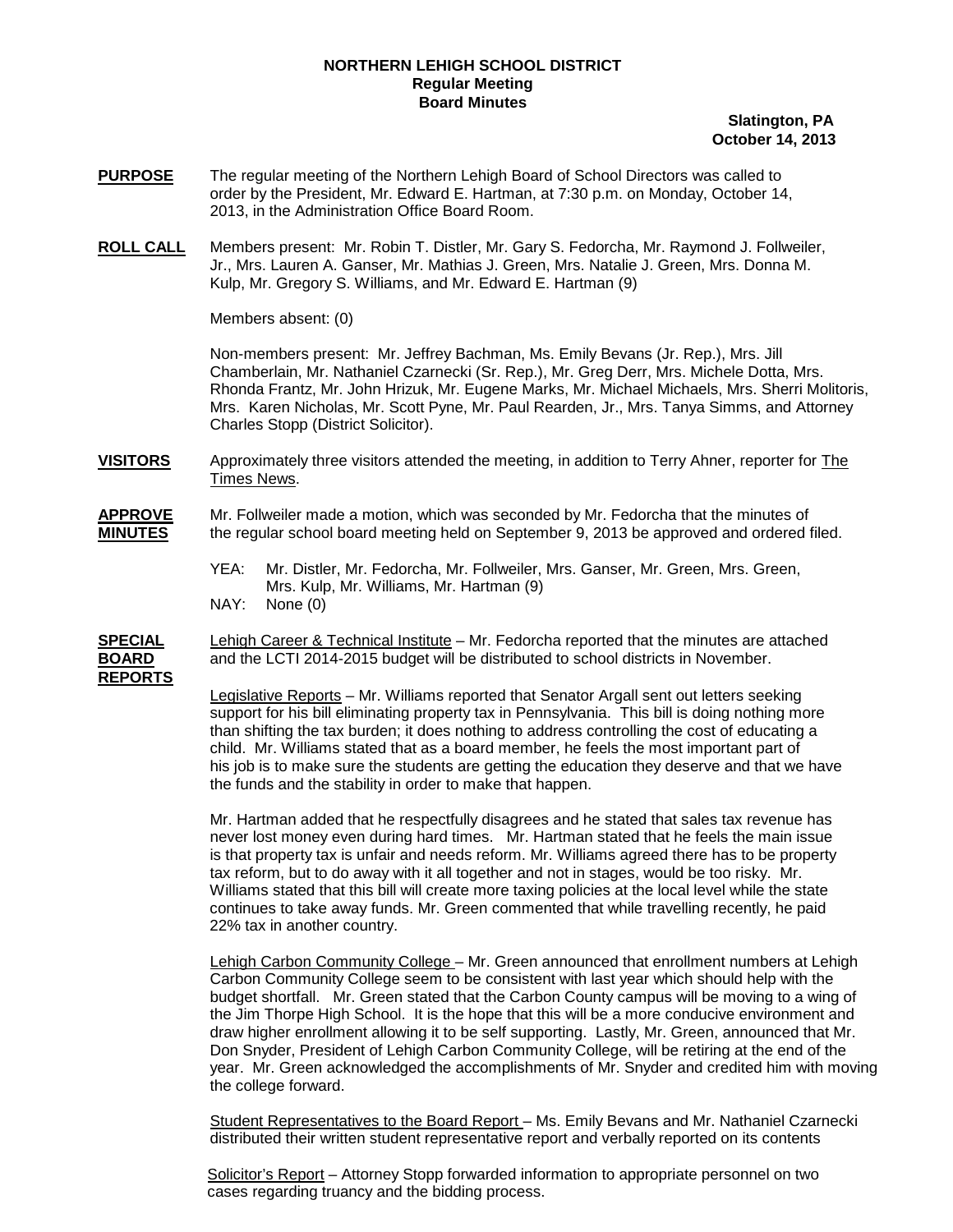**NORTHERN LEHIGH SCHOOL DISTRICT**
**Regular Meeting**
**Board Minutes**

**Slatington, PA**
**October 14, 2013**

**PURPOSE** The regular meeting of the Northern Lehigh Board of School Directors was called to order by the President, Mr. Edward E. Hartman, at 7:30 p.m. on Monday, October 14, 2013, in the Administration Office Board Room.

**ROLL CALL** Members present: Mr. Robin T. Distler, Mr. Gary S. Fedorcha, Mr. Raymond J. Follweiler, Jr., Mrs. Lauren A. Ganser, Mr. Mathias J. Green, Mrs. Natalie J. Green, Mrs. Donna M. Kulp, Mr. Gregory S. Williams, and Mr. Edward E. Hartman (9)

Members absent: (0)

Non-members present: Mr. Jeffrey Bachman, Ms. Emily Bevans (Jr. Rep.), Mrs. Jill Chamberlain, Mr. Nathaniel Czarnecki (Sr. Rep.), Mr. Greg Derr, Mrs. Michele Dotta, Mrs. Rhonda Frantz, Mr. John Hrizuk, Mr. Eugene Marks, Mr. Michael Michaels, Mrs. Sherri Molitoris, Mrs. Karen Nicholas, Mr. Scott Pyne, Mr. Paul Rearden, Jr., Mrs. Tanya Simms, and Attorney Charles Stopp (District Solicitor).

**VISITORS** Approximately three visitors attended the meeting, in addition to Terry Ahner, reporter for The Times News.

**APPROVE MINUTES** Mr. Follweiler made a motion, which was seconded by Mr. Fedorcha that the minutes of the regular school board meeting held on September 9, 2013 be approved and ordered filed.

YEA: Mr. Distler, Mr. Fedorcha, Mr. Follweiler, Mrs. Ganser, Mr. Green, Mrs. Green, Mrs. Kulp, Mr. Williams, Mr. Hartman (9)
NAY: None (0)

**SPECIAL BOARD REPORTS** Lehigh Career & Technical Institute – Mr. Fedorcha reported that the minutes are attached and the LCTI 2014-2015 budget will be distributed to school districts in November.

Legislative Reports – Mr. Williams reported that Senator Argall sent out letters seeking support for his bill eliminating property tax in Pennsylvania. This bill is doing nothing more than shifting the tax burden; it does nothing to address controlling the cost of educating a child. Mr. Williams stated that as a board member, he feels the most important part of his job is to make sure the students are getting the education they deserve and that we have the funds and the stability in order to make that happen.

Mr. Hartman added that he respectfully disagrees and he stated that sales tax revenue has never lost money even during hard times. Mr. Hartman stated that he feels the main issue is that property tax is unfair and needs reform. Mr. Williams agreed there has to be property tax reform, but to do away with it all together and not in stages, would be too risky. Mr. Williams stated that this bill will create more taxing policies at the local level while the state continues to take away funds. Mr. Green commented that while travelling recently, he paid 22% tax in another country.

Lehigh Carbon Community College – Mr. Green announced that enrollment numbers at Lehigh Carbon Community College seem to be consistent with last year which should help with the budget shortfall. Mr. Green stated that the Carbon County campus will be moving to a wing of the Jim Thorpe High School. It is the hope that this will be a more conducive environment and draw higher enrollment allowing it to be self supporting. Lastly, Mr. Green, announced that Mr. Don Snyder, President of Lehigh Carbon Community College, will be retiring at the end of the year. Mr. Green acknowledged the accomplishments of Mr. Snyder and credited him with moving the college forward.

Student Representatives to the Board Report – Ms. Emily Bevans and Mr. Nathaniel Czarnecki distributed their written student representative report and verbally reported on its contents

Solicitor's Report – Attorney Stopp forwarded information to appropriate personnel on two cases regarding truancy and the bidding process.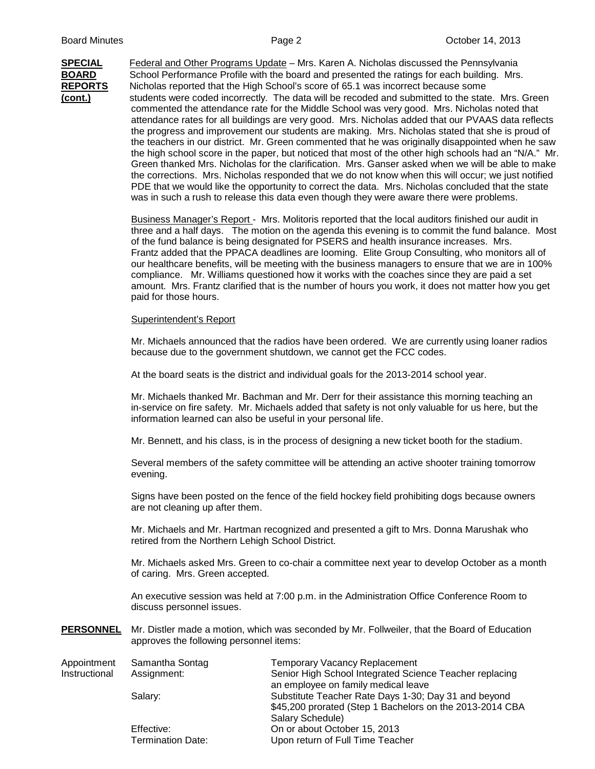**SPECIAL BOARD REPORTS (cont.)**

Federal and Other Programs Update – Mrs. Karen A. Nicholas discussed the Pennsylvania School Performance Profile with the board and presented the ratings for each building. Mrs. Nicholas reported that the High School's score of 65.1 was incorrect because some students were coded incorrectly. The data will be recoded and submitted to the state. Mrs. Green commented the attendance rate for the Middle School was very good. Mrs. Nicholas noted that attendance rates for all buildings are very good. Mrs. Nicholas added that our PVAAS data reflects the progress and improvement our students are making. Mrs. Nicholas stated that she is proud of the teachers in our district. Mr. Green commented that he was originally disappointed when he saw the high school score in the paper, but noticed that most of the other high schools had an "N/A." Mr. Green thanked Mrs. Nicholas for the clarification. Mrs. Ganser asked when we will be able to make the corrections. Mrs. Nicholas responded that we do not know when this will occur; we just notified PDE that we would like the opportunity to correct the data. Mrs. Nicholas concluded that the state was in such a rush to release this data even though they were aware there were problems.

Business Manager's Report - Mrs. Molitoris reported that the local auditors finished our audit in three and a half days. The motion on the agenda this evening is to commit the fund balance. Most of the fund balance is being designated for PSERS and health insurance increases. Mrs. Frantz added that the PPACA deadlines are looming. Elite Group Consulting, who monitors all of our healthcare benefits, will be meeting with the business managers to ensure that we are in 100% compliance. Mr. Williams questioned how it works with the coaches since they are paid a set amount. Mrs. Frantz clarified that is the number of hours you work, it does not matter how you get paid for those hours.

Superintendent's Report

Mr. Michaels announced that the radios have been ordered. We are currently using loaner radios because due to the government shutdown, we cannot get the FCC codes.

At the board seats is the district and individual goals for the 2013-2014 school year.

Mr. Michaels thanked Mr. Bachman and Mr. Derr for their assistance this morning teaching an in-service on fire safety. Mr. Michaels added that safety is not only valuable for us here, but the information learned can also be useful in your personal life.

Mr. Bennett, and his class, is in the process of designing a new ticket booth for the stadium.

Several members of the safety committee will be attending an active shooter training tomorrow evening.

Signs have been posted on the fence of the field hockey field prohibiting dogs because owners are not cleaning up after them.

Mr. Michaels and Mr. Hartman recognized and presented a gift to Mrs. Donna Marushak who retired from the Northern Lehigh School District.

Mr. Michaels asked Mrs. Green to co-chair a committee next year to develop October as a month of caring. Mrs. Green accepted.

An executive session was held at 7:00 p.m. in the Administration Office Conference Room to discuss personnel issues.

**PERSONNEL**

Mr. Distler made a motion, which was seconded by Mr. Follweiler, that the Board of Education approves the following personnel items:

Appointment Instructional

| | | |
|---|---|---|
| | Samantha Sontag | Temporary Vacancy Replacement |
| | Assignment: | Senior High School Integrated Science Teacher replacing an employee on family medical leave |
| | Salary: | Substitute Teacher Rate Days 1-30; Day 31 and beyond $45,200 prorated (Step 1 Bachelors on the 2013-2014 CBA Salary Schedule) |
| | Effective: | On or about October 15, 2013 |
| | Termination Date: | Upon return of Full Time Teacher |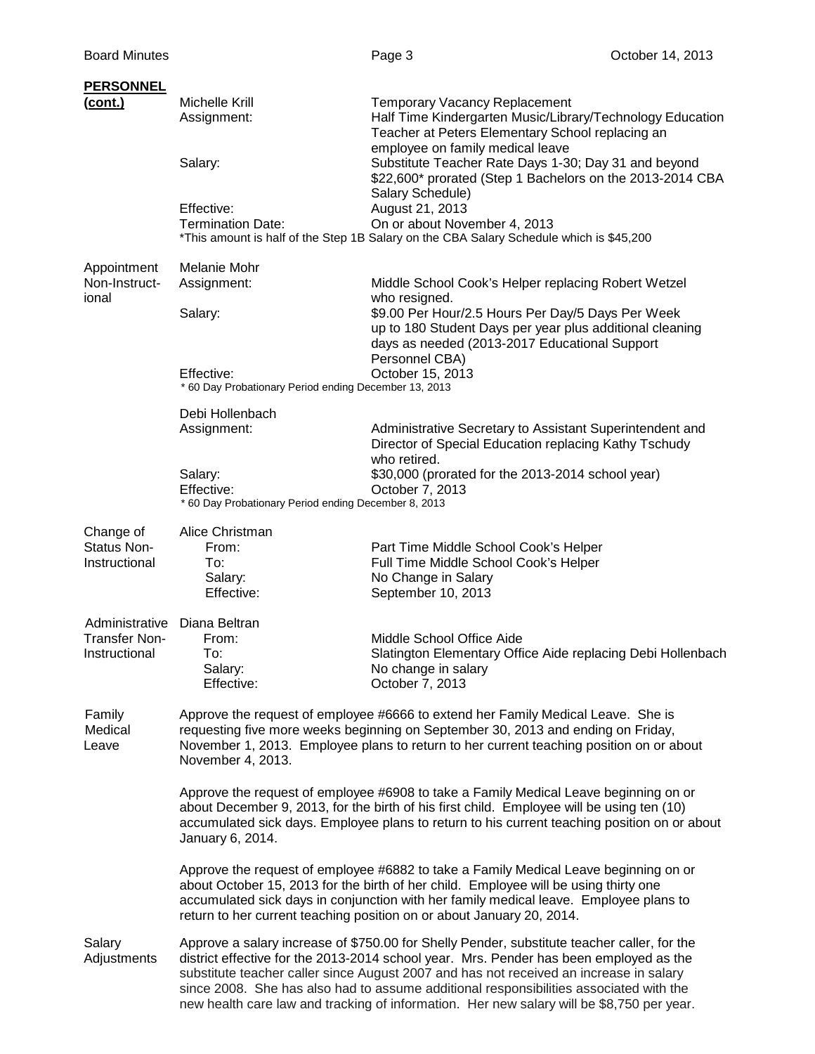**PERSONNEL (cont.)**

Michelle Krill — Temporary Vacancy Replacement

- Assignment: Half Time Kindergarten Music/Library/Technology Education Teacher at Peters Elementary School replacing an employee on family medical leave
- Salary: Substitute Teacher Rate Days 1-30; Day 31 and beyond $22,600* prorated (Step 1 Bachelors on the 2013-2014 CBA Salary Schedule)
- Effective: August 21, 2013
- Termination Date: On or about November 4, 2013

*This amount is half of the Step 1B Salary on the CBA Salary Schedule which is $45,200

**Appointment Non-Instructional**

Melanie Mohr

- Assignment: Middle School Cook's Helper replacing Robert Wetzel who resigned.
- Salary: $9.00 Per Hour/2.5 Hours Per Day/5 Days Per Week up to 180 Student Days per year plus additional cleaning days as needed (2013-2017 Educational Support Personnel CBA)
- Effective: October 15, 2013

* 60 Day Probationary Period ending December 13, 2013

Debi Hollenbach

- Assignment: Administrative Secretary to Assistant Superintendent and Director of Special Education replacing Kathy Tschudy who retired.
- Salary: $30,000 (prorated for the 2013-2014 school year)
- Effective: October 7, 2013

* 60 Day Probationary Period ending December 8, 2013

**Change of Status Non-Instructional**

Alice Christman

- From: Part Time Middle School Cook's Helper
- To: Full Time Middle School Cook's Helper
- Salary: No Change in Salary
- Effective: September 10, 2013

**Administrative Transfer Non-Instructional**

Diana Beltran

- From: Middle School Office Aide
- To: Slatington Elementary Office Aide replacing Debi Hollenbach
- Salary: No change in salary
- Effective: October 7, 2013

**Family Medical Leave**

Approve the request of employee #6666 to extend her Family Medical Leave. She is requesting five more weeks beginning on September 30, 2013 and ending on Friday, November 1, 2013. Employee plans to return to her current teaching position on or about November 4, 2013.

Approve the request of employee #6908 to take a Family Medical Leave beginning on or about December 9, 2013, for the birth of his first child. Employee will be using ten (10) accumulated sick days. Employee plans to return to his current teaching position on or about January 6, 2014.

Approve the request of employee #6882 to take a Family Medical Leave beginning on or about October 15, 2013 for the birth of her child. Employee will be using thirty one accumulated sick days in conjunction with her family medical leave. Employee plans to return to her current teaching position on or about January 20, 2014.

**Salary Adjustments**

Approve a salary increase of $750.00 for Shelly Pender, substitute teacher caller, for the district effective for the 2013-2014 school year. Mrs. Pender has been employed as the substitute teacher caller since August 2007 and has not received an increase in salary since 2008. She has also had to assume additional responsibilities associated with the new health care law and tracking of information. Her new salary will be $8,750 per year.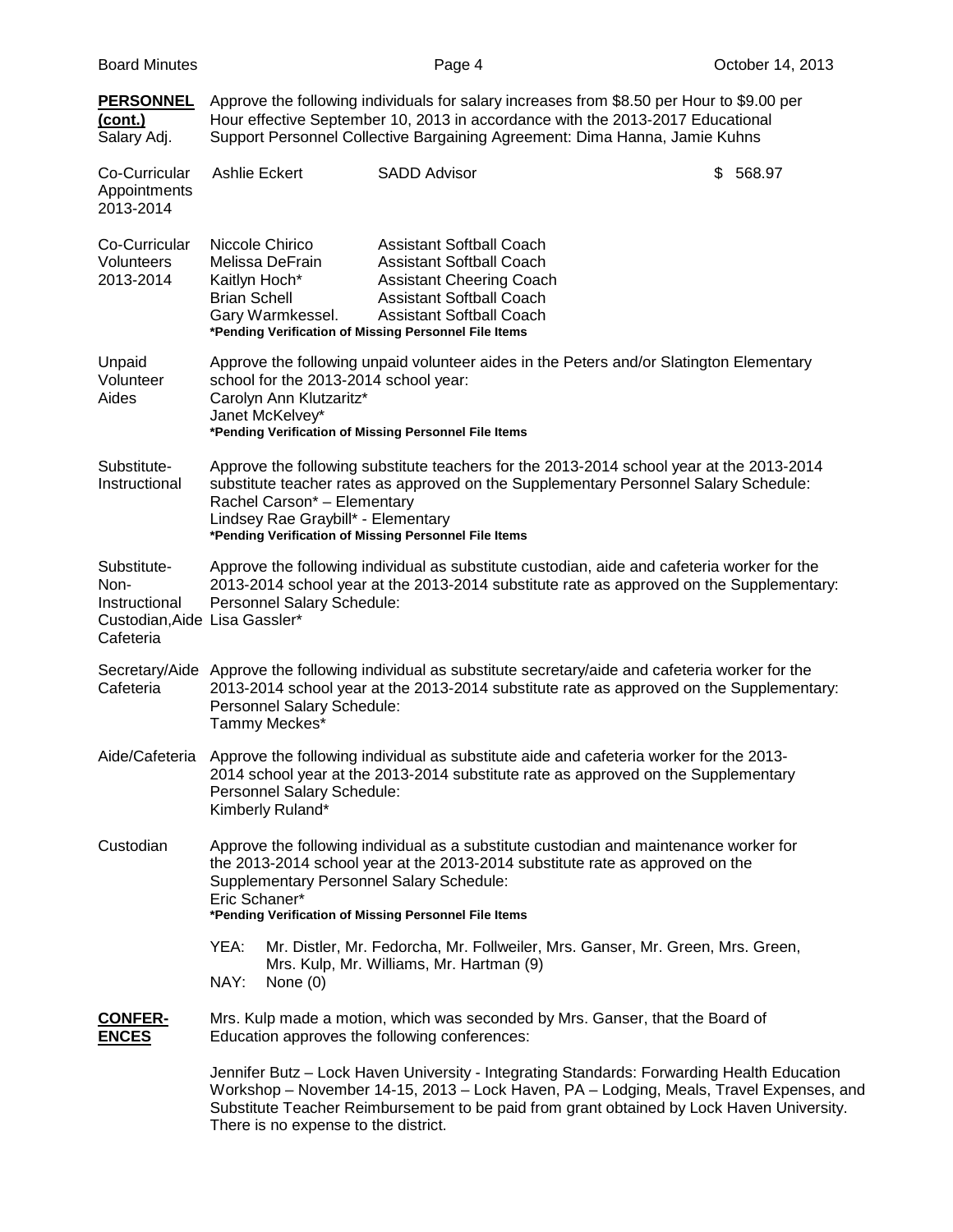**PERSONNEL (cont.)**

Salary Adj.

Approve the following individuals for salary increases from $8.50 per Hour to $9.00 per Hour effective September 10, 2013 in accordance with the 2013-2017 Educational Support Personnel Collective Bargaining Agreement: Dima Hanna, Jamie Kuhns

Co-Curricular Appointments 2013-2014

| Name | Position | Amount |
|---|---|---|
| Ashlie Eckert | SADD Advisor | $ 568.97 |

Co-Curricular Volunteers 2013-2014

| Name | Position |
|---|---|
| Niccole Chirico | Assistant Softball Coach |
| Melissa DeFrain | Assistant Softball Coach |
| Kaitlyn Hoch* | Assistant Cheering Coach |
| Brian Schell | Assistant Softball Coach |
| Gary Warmkessel. | Assistant Softball Coach |

**\*Pending Verification of Missing Personnel File Items**

Unpaid Volunteer Aides

Approve the following unpaid volunteer aides in the Peters and/or Slatington Elementary school for the 2013-2014 school year:
Carolyn Ann Klutzaritz*
Janet McKelvey*
**\*Pending Verification of Missing Personnel File Items**

Substitute-Instructional

Approve the following substitute teachers for the 2013-2014 school year at the 2013-2014 substitute teacher rates as approved on the Supplementary Personnel Salary Schedule:
Rachel Carson* – Elementary
Lindsey Rae Graybill* - Elementary
**\*Pending Verification of Missing Personnel File Items**

Substitute-Non-Instructional Custodian,Aide Cafeteria

Approve the following individual as substitute custodian, aide and cafeteria worker for the 2013-2014 school year at the 2013-2014 substitute rate as approved on the Supplementary: Personnel Salary Schedule:
Lisa Gassler*

Secretary/Aide Cafeteria

Approve the following individual as substitute secretary/aide and cafeteria worker for the 2013-2014 school year at the 2013-2014 substitute rate as approved on the Supplementary: Personnel Salary Schedule:
Tammy Meckes*

Aide/Cafeteria

Approve the following individual as substitute aide and cafeteria worker for the 2013-2014 school year at the 2013-2014 substitute rate as approved on the Supplementary Personnel Salary Schedule:
Kimberly Ruland*

Custodian

Approve the following individual as a substitute custodian and maintenance worker for the 2013-2014 school year at the 2013-2014 substitute rate as approved on the Supplementary Personnel Salary Schedule:
Eric Schaner*
**\*Pending Verification of Missing Personnel File Items**

YEA: Mr. Distler, Mr. Fedorcha, Mr. Follweiler, Mrs. Ganser, Mr. Green, Mrs. Green, Mrs. Kulp, Mr. Williams, Mr. Hartman (9)
NAY: None (0)

**CONFERENCES**

Mrs. Kulp made a motion, which was seconded by Mrs. Ganser, that the Board of Education approves the following conferences:

Jennifer Butz – Lock Haven University - Integrating Standards: Forwarding Health Education Workshop – November 14-15, 2013 – Lock Haven, PA – Lodging, Meals, Travel Expenses, and Substitute Teacher Reimbursement to be paid from grant obtained by Lock Haven University. There is no expense to the district.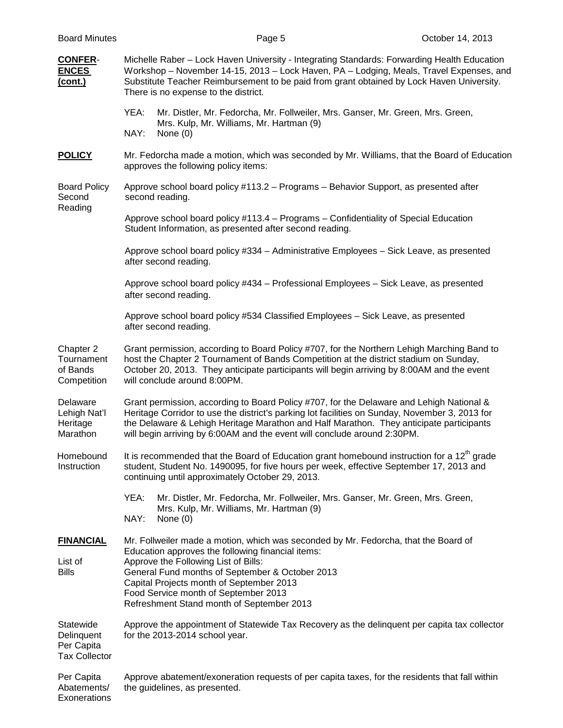**CONFER-ENCES (cont.)**

Michelle Raber – Lock Haven University - Integrating Standards: Forwarding Health Education Workshop – November 14-15, 2013 – Lock Haven, PA – Lodging, Meals, Travel Expenses, and Substitute Teacher Reimbursement to be paid from grant obtained by Lock Haven University. There is no expense to the district.

YEA: Mr. Distler, Mr. Fedorcha, Mr. Follweiler, Mrs. Ganser, Mr. Green, Mrs. Green, Mrs. Kulp, Mr. Williams, Mr. Hartman (9)
NAY: None (0)

**POLICY**

Mr. Fedorcha made a motion, which was seconded by Mr. Williams, that the Board of Education approves the following policy items:

Board Policy Second Reading

Approve school board policy #113.2 – Programs – Behavior Support, as presented after second reading.

Approve school board policy #113.4 – Programs – Confidentiality of Special Education Student Information, as presented after second reading.

Approve school board policy #334 – Administrative Employees – Sick Leave, as presented after second reading.

Approve school board policy #434 – Professional Employees – Sick Leave, as presented after second reading.

Approve school board policy #534 Classified Employees – Sick Leave, as presented after second reading.

Chapter 2 Tournament of Bands Competition

Grant permission, according to Board Policy #707, for the Northern Lehigh Marching Band to host the Chapter 2 Tournament of Bands Competition at the district stadium on Sunday, October 20, 2013. They anticipate participants will begin arriving by 8:00AM and the event will conclude around 8:00PM.

Delaware Lehigh Nat'l Heritage Marathon

Grant permission, according to Board Policy #707, for the Delaware and Lehigh National & Heritage Corridor to use the district's parking lot facilities on Sunday, November 3, 2013 for the Delaware & Lehigh Heritage Marathon and Half Marathon. They anticipate participants will begin arriving by 6:00AM and the event will conclude around 2:30PM.

Homebound Instruction

It is recommended that the Board of Education grant homebound instruction for a 12th grade student, Student No. 1490095, for five hours per week, effective September 17, 2013 and continuing until approximately October 29, 2013.

YEA: Mr. Distler, Mr. Fedorcha, Mr. Follweiler, Mrs. Ganser, Mr. Green, Mrs. Green, Mrs. Kulp, Mr. Williams, Mr. Hartman (9)
NAY: None (0)

**FINANCIAL**

Mr. Follweiler made a motion, which was seconded by Mr. Fedorcha, that the Board of Education approves the following financial items:

List of Bills

Approve the Following List of Bills:
General Fund months of September & October 2013
Capital Projects month of September 2013
Food Service month of September 2013
Refreshment Stand month of September 2013

Statewide Delinquent Per Capita Tax Collector

Approve the appointment of Statewide Tax Recovery as the delinquent per capita tax collector for the 2013-2014 school year.

Per Capita Abatements/ Exonerations

Approve abatement/exoneration requests of per capita taxes, for the residents that fall within the guidelines, as presented.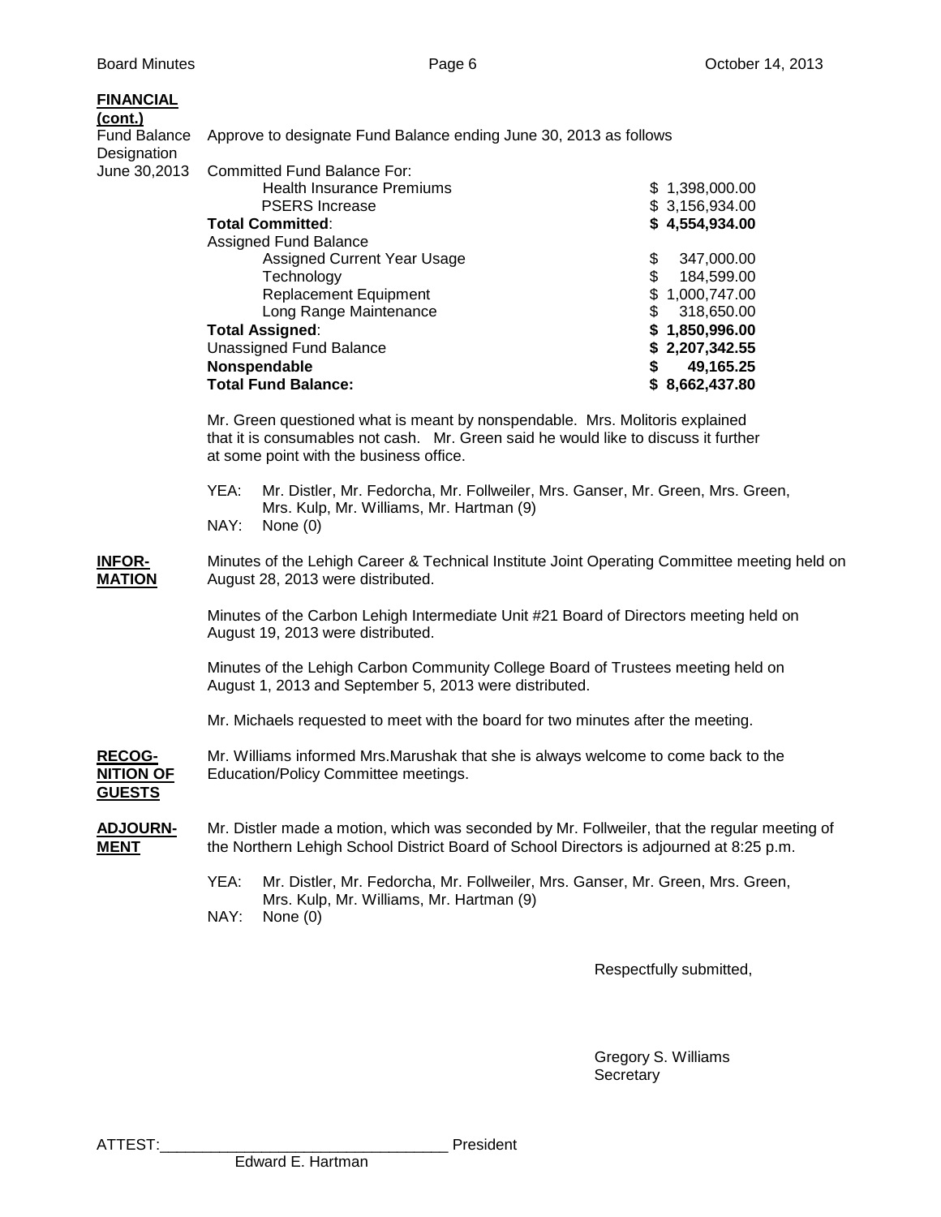**FINANCIAL (cont.)**

Fund Balance Designation June 30,2013

Approve to designate Fund Balance ending June 30, 2013 as follows

| | |
|---|---|
| Committed Fund Balance For: | |
| Health Insurance Premiums | $ 1,398,000.00 |
| PSERS Increase | $ 3,156,934.00 |
| **Total Committed**: | **$ 4,554,934.00** |
| Assigned Fund Balance | |
| Assigned Current Year Usage | $ 347,000.00 |
| Technology | $ 184,599.00 |
| Replacement Equipment | $ 1,000,747.00 |
| Long Range Maintenance | $ 318,650.00 |
| **Total Assigned**: | **$ 1,850,996.00** |
| Unassigned Fund Balance | **$ 2,207,342.55** |
| **Nonspendable** | **$ 49,165.25** |
| **Total Fund Balance:** | **$ 8,662,437.80** |

Mr. Green questioned what is meant by nonspendable. Mrs. Molitoris explained that it is consumables not cash. Mr. Green said he would like to discuss it further at some point with the business office.

YEA: Mr. Distler, Mr. Fedorcha, Mr. Follweiler, Mrs. Ganser, Mr. Green, Mrs. Green, Mrs. Kulp, Mr. Williams, Mr. Hartman (9)
NAY: None (0)

**INFOR-MATION**

Minutes of the Lehigh Career & Technical Institute Joint Operating Committee meeting held on August 28, 2013 were distributed.

Minutes of the Carbon Lehigh Intermediate Unit #21 Board of Directors meeting held on August 19, 2013 were distributed.

Minutes of the Lehigh Carbon Community College Board of Trustees meeting held on August 1, 2013 and September 5, 2013 were distributed.

Mr. Michaels requested to meet with the board for two minutes after the meeting.

**RECOG-NITION OF GUESTS**

Mr. Williams informed Mrs.Marushak that she is always welcome to come back to the Education/Policy Committee meetings.

**ADJOURN-MENT**

Mr. Distler made a motion, which was seconded by Mr. Follweiler, that the regular meeting of the Northern Lehigh School District Board of School Directors is adjourned at 8:25 p.m.

YEA: Mr. Distler, Mr. Fedorcha, Mr. Follweiler, Mrs. Ganser, Mr. Green, Mrs. Green, Mrs. Kulp, Mr. Williams, Mr. Hartman (9)
NAY: None (0)

Respectfully submitted,

Gregory S. Williams
Secretary

ATTEST:_________________________________ President
Edward E. Hartman